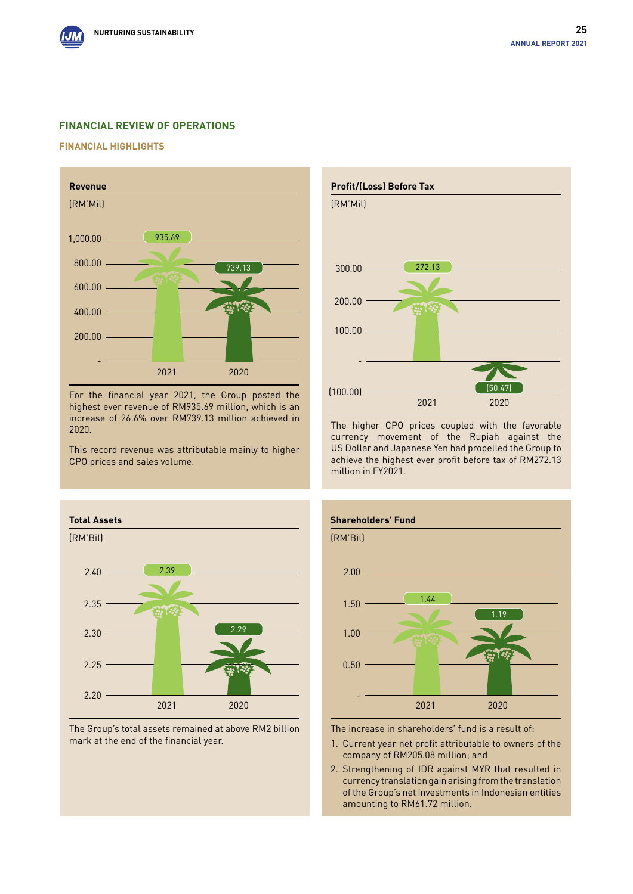## FINANCIAL REVIEW OF OPERATIONS

### FINANCIAL HIGHLIGHTS

**Revenue**

(RM'Mil)

| | 2021 | 2020 |
|---|---|---|
| Revenue | 935.69 | 739.13 |

For the financial year 2021, the Group posted the highest ever revenue of RM935.69 million, which is an increase of 26.6% over RM739.13 million achieved in 2020.

This record revenue was attributable mainly to higher CPO prices and sales volume.

**Profit/(Loss) Before Tax**

(RM'Mil)

| | 2021 | 2020 |
|---|---|---|
| Profit/(Loss) Before Tax | 272.13 | (50.47) |

The higher CPO prices coupled with the favorable currency movement of the Rupiah against the US Dollar and Japanese Yen had propelled the Group to achieve the highest ever profit before tax of RM272.13 million in FY2021.

**Total Assets**

(RM'Bil)

| | 2021 | 2020 |
|---|---|---|
| Total Assets | 2.39 | 2.29 |

The Group's total assets remained at above RM2 billion mark at the end of the financial year.

**Shareholders' Fund**

(RM'Bil)

| | 2021 | 2020 |
|---|---|---|
| Shareholders' Fund | 1.44 | 1.19 |

The increase in shareholders' fund is a result of:

1. Current year net profit attributable to owners of the company of RM205.08 million; and
2. Strengthening of IDR against MYR that resulted in currency translation gain arising from the translation of the Group's net investments in Indonesian entities amounting to RM61.72 million.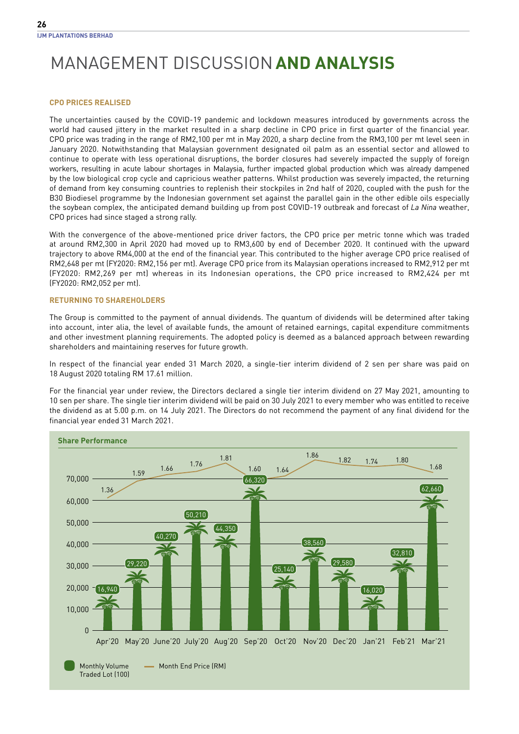# MANAGEMENT DISCUSSION **AND ANALYSIS**

### CPO PRICES REALISED

The uncertainties caused by the COVID-19 pandemic and lockdown measures introduced by governments across the world had caused jittery in the market resulted in a sharp decline in CPO price in first quarter of the financial year. CPO price was trading in the range of RM2,100 per mt in May 2020, a sharp decline from the RM3,100 per mt level seen in January 2020. Notwithstanding that Malaysian government designated oil palm as an essential sector and allowed to continue to operate with less operational disruptions, the border closures had severely impacted the supply of foreign workers, resulting in acute labour shortages in Malaysia, further impacted global production which was already dampened by the low biological crop cycle and capricious weather patterns. Whilst production was severely impacted, the returning of demand from key consuming countries to replenish their stockpiles in 2nd half of 2020, coupled with the push for the B30 Biodiesel programme by the Indonesian government set against the parallel gain in the other edible oils especially the soybean complex, the anticipated demand building up from post COVID-19 outbreak and forecast of *La Nina* weather, CPO prices had since staged a strong rally.

With the convergence of the above-mentioned price driver factors, the CPO price per metric tonne which was traded at around RM2,300 in April 2020 had moved up to RM3,600 by end of December 2020. It continued with the upward trajectory to above RM4,000 at the end of the financial year. This contributed to the higher average CPO price realised of RM2,648 per mt (FY2020: RM2,156 per mt). Average CPO price from its Malaysian operations increased to RM2,912 per mt (FY2020: RM2,269 per mt) whereas in its Indonesian operations, the CPO price increased to RM2,424 per mt (FY2020: RM2,052 per mt).

### RETURNING TO SHAREHOLDERS

The Group is committed to the payment of annual dividends. The quantum of dividends will be determined after taking into account, inter alia, the level of available funds, the amount of retained earnings, capital expenditure commitments and other investment planning requirements. The adopted policy is deemed as a balanced approach between rewarding shareholders and maintaining reserves for future growth.

In respect of the financial year ended 31 March 2020, a single-tier interim dividend of 2 sen per share was paid on 18 August 2020 totaling RM 17.61 million.

For the financial year under review, the Directors declared a single tier interim dividend on 27 May 2021, amounting to 10 sen per share. The single tier interim dividend will be paid on 30 July 2021 to every member who was entitled to receive the dividend as at 5.00 p.m. on 14 July 2021. The Directors do not recommend the payment of any final dividend for the financial year ended 31 March 2021.

**Share Performance**

1.36 1.59 1.66 1.76 1.81 1.60 1.64 1.86 1.82 1.74 1.80 1.68

16,940 29,220 40,270 50,210 44,350 66,320 25,140 38,560 29,580 16,020 32,810 62,660

70,000
60,000
50,000
40,000
30,000
20,000
10,000
0

Apr'20 May'20 June'20 July'20 Aug'20 Sep'20 Oct'20 Nov'20 Dec'20 Jan'21 Feb'21 Mar'21

Monthly Volume Traded Lot (100)
Month End Price (RM)